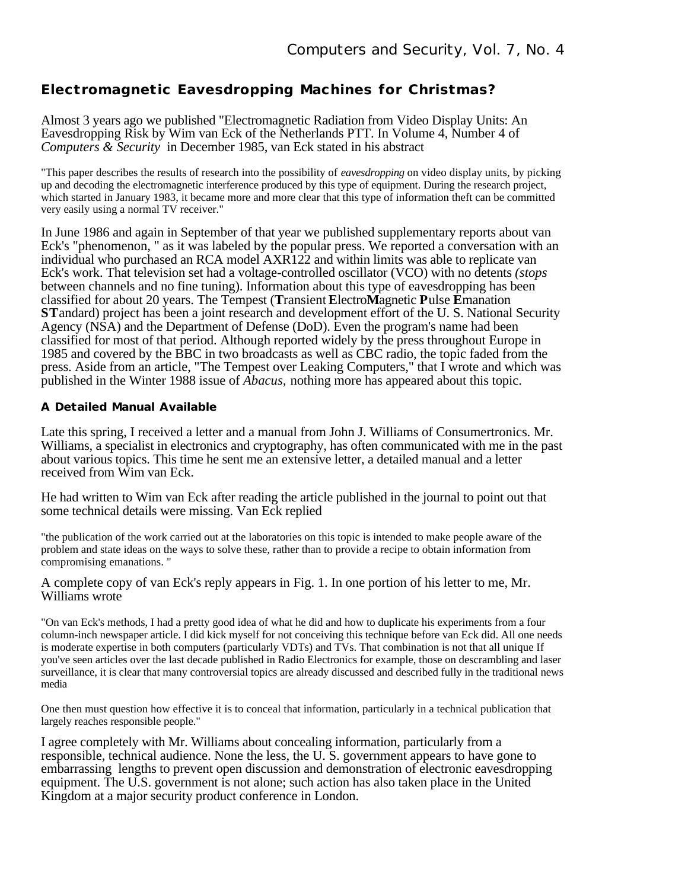# Electromagnetic Eavesdropping Machines for Christmas?

Almost 3 years ago we published "Electromagnetic Radiation from Video Display Units: An Eavesdropping Risk by Wim van Eck of the Netherlands PTT. In Volume 4, Number 4 of *Computers & Security* in December 1985, van Eck stated in his abstract

"This paper describes the results of research into the possibility of *eavesdropping* on video display units, by picking up and decoding the electromagnetic interference produced by this type of equipment. During the research project, which started in January 1983, it became more and more clear that this type of information theft can be committed very easily using a normal TV receiver."

In June 1986 and again in September of that year we published supplementary reports about van Eck's "phenomenon, " as it was labeled by the popular press. We reported a conversation with an individual who purchased an RCA model AXR122 and within limits was able to replicate van Eck's work. That television set had a voltage-controlled oscillator (VCO) with no detents *(stops* between channels and no fine tuning). Information about this type of eavesdropping has been classified for about 20 years. The Tempest (**T**ransient **E**lectro**M**agnetic **P**ulse **E**manation **ST**andard) project has been a joint research and development effort of the U. S. National Security Agency (NSA) and the Department of Defense (DoD). Even the program's name had been classified for most of that period. Although reported widely by the press throughout Europe in 1985 and covered by the BBC in two broadcasts as well as CBC radio, the topic faded from the press. Aside from an article, "The Tempest over Leaking Computers," that I wrote and which was published in the Winter 1988 issue of *Abacus,* nothing more has appeared about this topic.

## A Detailed Manual Available

Late this spring, I received a letter and a manual from John J. Williams of Consumertronics. Mr. Williams, a specialist in electronics and cryptography, has often communicated with me in the past about various topics. This time he sent me an extensive letter, a detailed manual and a letter received from Wim van Eck.

He had written to Wim van Eck after reading the article published in the journal to point out that some technical details were missing. Van Eck replied

"the publication of the work carried out at the laboratories on this topic is intended to make people aware of the problem and state ideas on the ways to solve these, rather than to provide a recipe to obtain information from compromising emanations. "

A complete copy of van Eck's reply appears in Fig. 1. In one portion of his letter to me, Mr. Williams wrote

"On van Eck's methods, I had a pretty good idea of what he did and how to duplicate his experiments from a four column-inch newspaper article. I did kick myself for not conceiving this technique before van Eck did. All one needs is moderate expertise in both computers (particularly VDTs) and TVs. That combination is not that all unique If you've seen articles over the last decade published in Radio Electronics for example, those on descrambling and laser surveillance, it is clear that many controversial topics are already discussed and described fully in the traditional news media

One then must question how effective it is to conceal that information, particularly in a technical publication that largely reaches responsible people."

I agree completely with Mr. Williams about concealing information, particularly from a responsible, technical audience. None the less, the U. S. government appears to have gone to embarrassing lengths to prevent open discussion and demonstration of electronic eavesdropping equipment. The U.S. government is not alone; such action has also taken place in the United Kingdom at a major security product conference in London.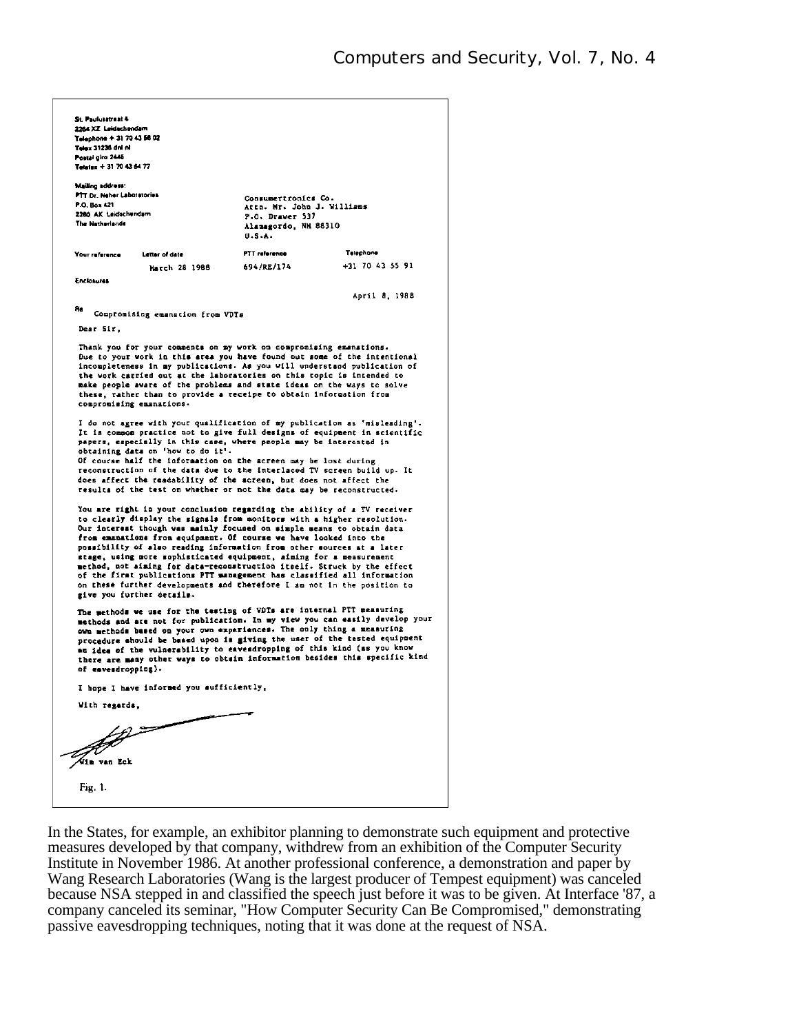St. Paulusstraat 4
2264 XZ Leidschendam
Telephone + 31 70 43 56 02
Telex 31236 dnl nl
Postal giro 2446
Telefax + 31 70 43 64 77

Mailing address:
PTT Dr. Neher Laboratories
P.O. Box 421
2260 AK Leidschendam
The Netherlands

Consumertronics Co.
Attn. Mr. John J. Williams
P.O. Drawer 537
Alamagordo, NM 88310
U.S.A.

| Your reference | Letter of date | PTT reference | Telephone |
| --- | --- | --- | --- |
| | March 28 1988 | 694/RE/174 | +31 70 43 55 91 |

Enclosures

April 8, 1988

Re Compromising emanation from VDTs

Dear Sir,

Thank you for your comments on my work on compromising emanations. Due to your work in this area you have found out some of the intentional incompleteness in my publications. As you will understand publication of the work carried out at the laboratories on this topic is intended to make people aware of the problems and state ideas on the ways to solve these, rather than to provide a receipe to obtain information from compromising emanations.

I do not agree with your qualification of my publication as 'misleading'. It is common practice not to give full designs of equipment in scientific papers, especially in this case, where people may be interested in obtaining data on 'how to do it'.
Of course half the information on the screen may be lost during reconstruction of the data due to the interlaced TV screen build up. It does affect the readability of the screen, but does not affect the results of the test on whether or not the data may be reconstructed.

You are right in your conclusion regarding the ability of a TV receiver to clearly display the signals from monitors with a higher resolution. Our interest though was mainly focused on simple means to obtain data from emanations from equipment. Of course we have looked into the possibility of also reading information from other sources at a later stage, using more sophisticated equipment, aiming for a measurement method, not aiming for data-reconstruction itself. Struck by the effect of the first publications PTT management has classified all information on these further developments and therefore I am not in the position to give you further details.

The methods we use for the testing of VDTs are internal PTT measuring methods and are not for publication. In my view you can easily develop your own methods based on your own experiences. The only thing a measuring procedure should be based upon is giving the user of the tested equipment an idea of the vulnerability to eavesdropping of this kind (as you know there are many other ways to obtain information besides this specific kind of eavesdropping).

I hope I have informed you sufficiently,

With regards,

Wim van Eck

Fig. 1.

In the States, for example, an exhibitor planning to demonstrate such equipment and protective measures developed by that company, withdrew from an exhibition of the Computer Security Institute in November 1986. At another professional conference, a demonstration and paper by Wang Research Laboratories (Wang is the largest producer of Tempest equipment) was canceled because NSA stepped in and classified the speech just before it was to be given. At Interface '87, a company canceled its seminar, "How Computer Security Can Be Compromised," demonstrating passive eavesdropping techniques, noting that it was done at the request of NSA.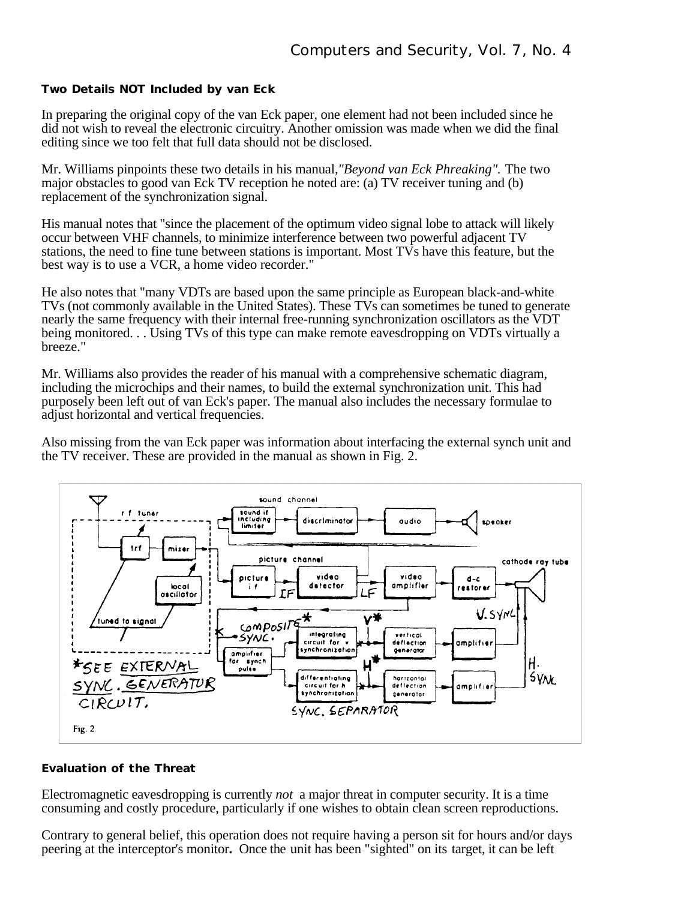### Two Details NOT Included by van Eck

In preparing the original copy of the van Eck paper, one element had not been included since he did not wish to reveal the electronic circuitry. Another omission was made when we did the final editing since we too felt that full data should not be disclosed.

Mr. Williams pinpoints these two details in his manual,*"Beyond van Eck Phreaking".* The two major obstacles to good van Eck TV reception he noted are: (a) TV receiver tuning and (b) replacement of the synchronization signal.

His manual notes that "since the placement of the optimum video signal lobe to attack will likely occur between VHF channels, to minimize interference between two powerful adjacent TV stations, the need to fine tune between stations is important. Most TVs have this feature, but the best way is to use a VCR, a home video recorder."

He also notes that "many VDTs are based upon the same principle as European black-and-white TVs (not commonly available in the United States). These TVs can sometimes be tuned to generate nearly the same frequency with their internal free-running synchronization oscillators as the VDT being monitored. . . Using TVs of this type can make remote eavesdropping on VDTs virtually a breeze."

Mr. Williams also provides the reader of his manual with a comprehensive schematic diagram, including the microchips and their names, to build the external synchronization unit. This had purposely been left out of van Eck's paper. The manual also includes the necessary formulae to adjust horizontal and vertical frequencies.

Also missing from the van Eck paper was information about interfacing the external synch unit and the TV receiver. These are provided in the manual as shown in Fig. 2.

Fig. 2.

### Evaluation of the Threat

Electromagnetic eavesdropping is currently *not* a major threat in computer security. It is a time consuming and costly procedure, particularly if one wishes to obtain clean screen reproductions.

Contrary to general belief, this operation does not require having a person sit for hours and/or days peering at the interceptor's monitor**.** Once the unit has been "sighted" on its target, it can be left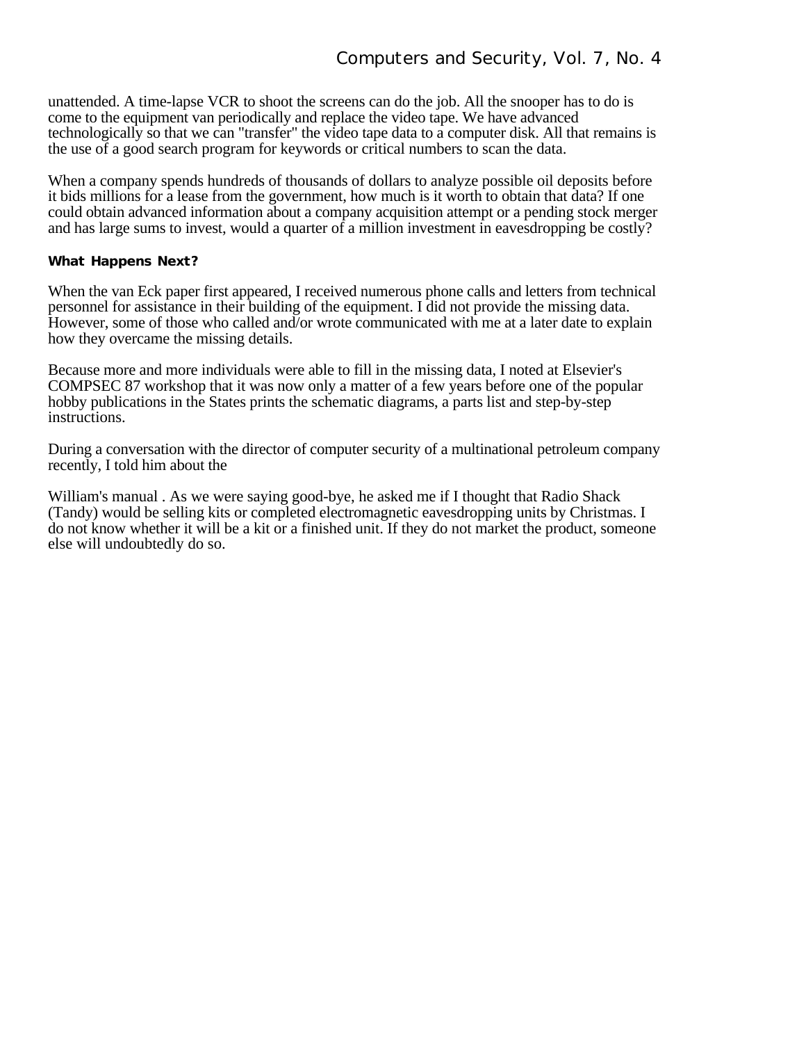unattended. A time-lapse VCR to shoot the screens can do the job. All the snooper has to do is come to the equipment van periodically and replace the video tape. We have advanced technologically so that we can "transfer" the video tape data to a computer disk. All that remains is the use of a good search program for keywords or critical numbers to scan the data.

When a company spends hundreds of thousands of dollars to analyze possible oil deposits before it bids millions for a lease from the government, how much is it worth to obtain that data? If one could obtain advanced information about a company acquisition attempt or a pending stock merger and has large sums to invest, would a quarter of a million investment in eavesdropping be costly?

### What Happens Next?

When the van Eck paper first appeared, I received numerous phone calls and letters from technical personnel for assistance in their building of the equipment. I did not provide the missing data. However, some of those who called and/or wrote communicated with me at a later date to explain how they overcame the missing details.

Because more and more individuals were able to fill in the missing data, I noted at Elsevier's COMPSEC 87 workshop that it was now only a matter of a few years before one of the popular hobby publications in the States prints the schematic diagrams, a parts list and step-by-step instructions.

During a conversation with the director of computer security of a multinational petroleum company recently, I told him about the

William's manual . As we were saying good-bye, he asked me if I thought that Radio Shack (Tandy) would be selling kits or completed electromagnetic eavesdropping units by Christmas. I do not know whether it will be a kit or a finished unit. If they do not market the product, someone else will undoubtedly do so.